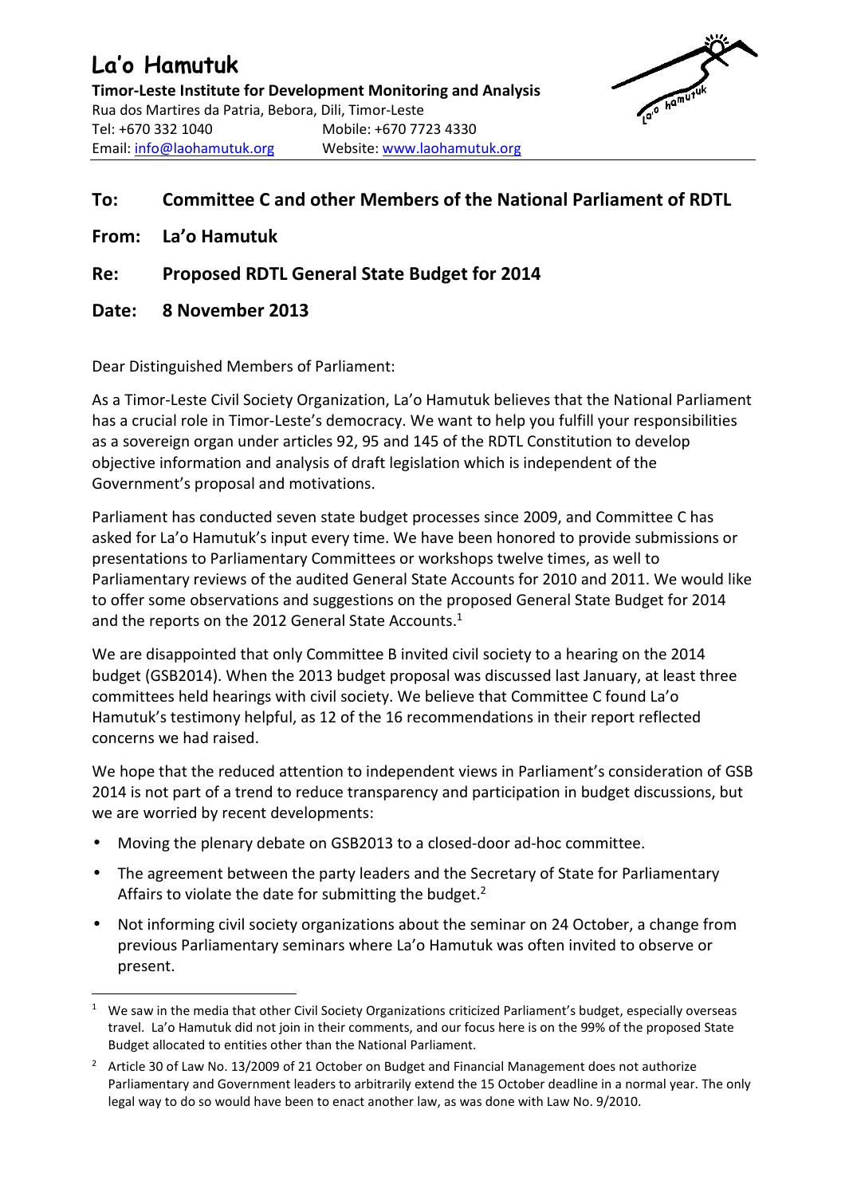# La'o Hamutuk

**Timor-Leste Institute for Development Monitoring and Analysis**
Rua dos Martires da Patria, Bebora, Dili, Timor-Leste
Tel: +670 332 1040 Mobile: +670 7723 4330
Email: info@laohamutuk.org Website: www.laohamutuk.org

**To: Committee C and other Members of the National Parliament of RDTL**

**From: La'o Hamutuk**

**Re: Proposed RDTL General State Budget for 2014**

**Date: 8 November 2013**

Dear Distinguished Members of Parliament:

As a Timor-Leste Civil Society Organization, La'o Hamutuk believes that the National Parliament has a crucial role in Timor-Leste's democracy. We want to help you fulfill your responsibilities as a sovereign organ under articles 92, 95 and 145 of the RDTL Constitution to develop objective information and analysis of draft legislation which is independent of the Government's proposal and motivations.

Parliament has conducted seven state budget processes since 2009, and Committee C has asked for La'o Hamutuk's input every time. We have been honored to provide submissions or presentations to Parliamentary Committees or workshops twelve times, as well to Parliamentary reviews of the audited General State Accounts for 2010 and 2011. We would like to offer some observations and suggestions on the proposed General State Budget for 2014 and the reports on the 2012 General State Accounts.[1]

We are disappointed that only Committee B invited civil society to a hearing on the 2014 budget (GSB2014). When the 2013 budget proposal was discussed last January, at least three committees held hearings with civil society. We believe that Committee C found La'o Hamutuk's testimony helpful, as 12 of the 16 recommendations in their report reflected concerns we had raised.

We hope that the reduced attention to independent views in Parliament's consideration of GSB 2014 is not part of a trend to reduce transparency and participation in budget discussions, but we are worried by recent developments:

- Moving the plenary debate on GSB2013 to a closed-door ad-hoc committee.
- The agreement between the party leaders and the Secretary of State for Parliamentary Affairs to violate the date for submitting the budget.[2]
- Not informing civil society organizations about the seminar on 24 October, a change from previous Parliamentary seminars where La'o Hamutuk was often invited to observe or present.

---

[1] We saw in the media that other Civil Society Organizations criticized Parliament's budget, especially overseas travel. La'o Hamutuk did not join in their comments, and our focus here is on the 99% of the proposed State Budget allocated to entities other than the National Parliament.

[2] Article 30 of Law No. 13/2009 of 21 October on Budget and Financial Management does not authorize Parliamentary and Government leaders to arbitrarily extend the 15 October deadline in a normal year. The only legal way to do so would have been to enact another law, as was done with Law No. 9/2010.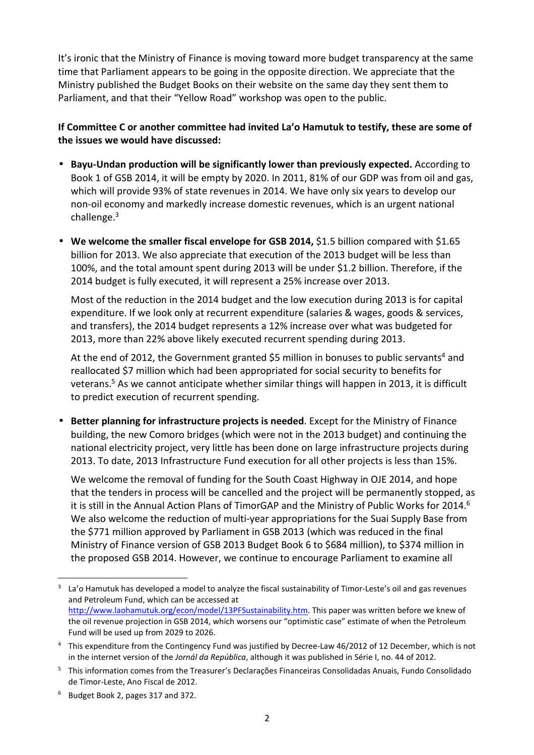It's ironic that the Ministry of Finance is moving toward more budget transparency at the same time that Parliament appears to be going in the opposite direction. We appreciate that the Ministry published the Budget Books on their website on the same day they sent them to Parliament, and that their "Yellow Road" workshop was open to the public.

**If Committee C or another committee had invited La'o Hamutuk to testify, these are some of the issues we would have discussed:**

- **Bayu-Undan production will be significantly lower than previously expected.** According to Book 1 of GSB 2014, it will be empty by 2020. In 2011, 81% of our GDP was from oil and gas, which will provide 93% of state revenues in 2014. We have only six years to develop our non-oil economy and markedly increase domestic revenues, which is an urgent national challenge.[3]

- **We welcome the smaller fiscal envelope for GSB 2014,** $1.5 billion compared with $1.65 billion for 2013. We also appreciate that execution of the 2013 budget will be less than 100%, and the total amount spent during 2013 will be under $1.2 billion. Therefore, if the 2014 budget is fully executed, it will represent a 25% increase over 2013.

  Most of the reduction in the 2014 budget and the low execution during 2013 is for capital expenditure. If we look only at recurrent expenditure (salaries & wages, goods & services, and transfers), the 2014 budget represents a 12% increase over what was budgeted for 2013, more than 22% above likely executed recurrent spending during 2013.

  At the end of 2012, the Government granted $5 million in bonuses to public servants[4] and reallocated $7 million which had been appropriated for social security to benefits for veterans.[5] As we cannot anticipate whether similar things will happen in 2013, it is difficult to predict execution of recurrent spending.

- **Better planning for infrastructure projects is needed**. Except for the Ministry of Finance building, the new Comoro bridges (which were not in the 2013 budget) and continuing the national electricity project, very little has been done on large infrastructure projects during 2013. To date, 2013 Infrastructure Fund execution for all other projects is less than 15%.

  We welcome the removal of funding for the South Coast Highway in OJE 2014, and hope that the tenders in process will be cancelled and the project will be permanently stopped, as it is still in the Annual Action Plans of TimorGAP and the Ministry of Public Works for 2014.[6] We also welcome the reduction of multi-year appropriations for the Suai Supply Base from the $771 million approved by Parliament in GSB 2013 (which was reduced in the final Ministry of Finance version of GSB 2013 Budget Book 6 to $684 million), to $374 million in the proposed GSB 2014. However, we continue to encourage Parliament to examine all

---

[3] La'o Hamutuk has developed a model to analyze the fiscal sustainability of Timor-Leste's oil and gas revenues and Petroleum Fund, which can be accessed at http://www.laohamutuk.org/econ/model/13PFSustainability.htm. This paper was written before we knew of the oil revenue projection in GSB 2014, which worsens our "optimistic case" estimate of when the Petroleum Fund will be used up from 2029 to 2026.

[4] This expenditure from the Contingency Fund was justified by Decree-Law 46/2012 of 12 December, which is not in the internet version of the *Jornál da República*, although it was published in Série I, no. 44 of 2012.

[5] This information comes from the Treasurer's Declarações Financeiras Consolidadas Anuais, Fundo Consolidado de Timor-Leste, Ano Fiscal de 2012.

[6] Budget Book 2, pages 317 and 372.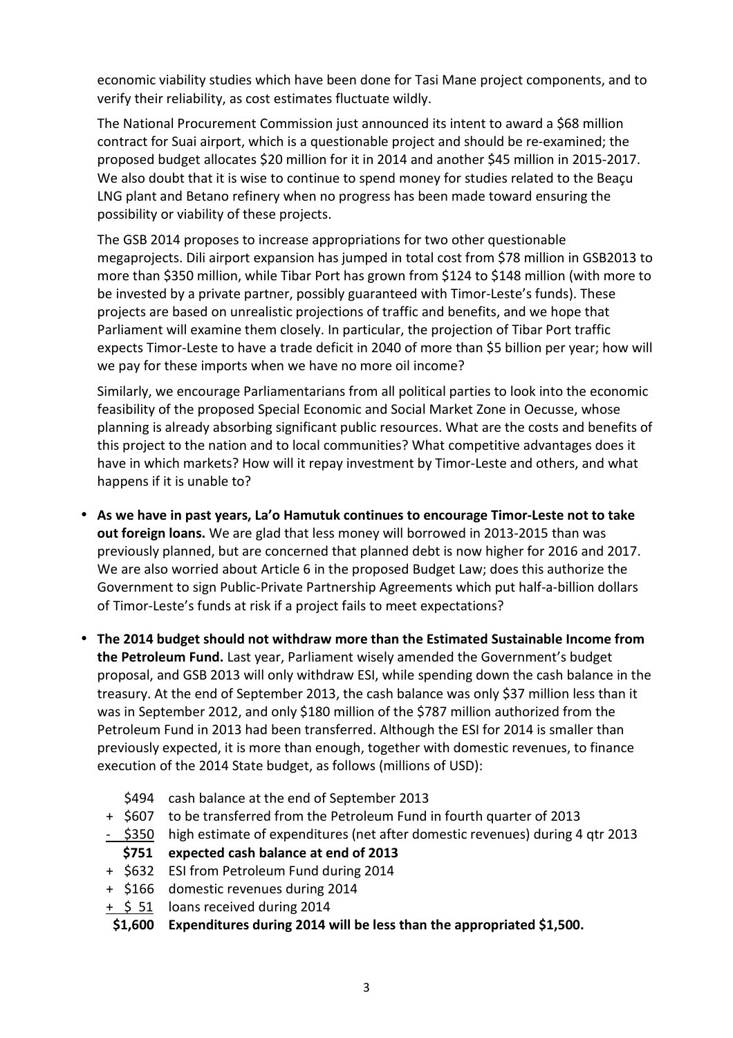economic viability studies which have been done for Tasi Mane project components, and to verify their reliability, as cost estimates fluctuate wildly.

The National Procurement Commission just announced its intent to award a $68 million contract for Suai airport, which is a questionable project and should be re-examined; the proposed budget allocates $20 million for it in 2014 and another $45 million in 2015-2017. We also doubt that it is wise to continue to spend money for studies related to the Beaçu LNG plant and Betano refinery when no progress has been made toward ensuring the possibility or viability of these projects.

The GSB 2014 proposes to increase appropriations for two other questionable megaprojects. Dili airport expansion has jumped in total cost from $78 million in GSB2013 to more than $350 million, while Tibar Port has grown from $124 to $148 million (with more to be invested by a private partner, possibly guaranteed with Timor-Leste's funds). These projects are based on unrealistic projections of traffic and benefits, and we hope that Parliament will examine them closely. In particular, the projection of Tibar Port traffic expects Timor-Leste to have a trade deficit in 2040 of more than $5 billion per year; how will we pay for these imports when we have no more oil income?

Similarly, we encourage Parliamentarians from all political parties to look into the economic feasibility of the proposed Special Economic and Social Market Zone in Oecusse, whose planning is already absorbing significant public resources. What are the costs and benefits of this project to the nation and to local communities? What competitive advantages does it have in which markets? How will it repay investment by Timor-Leste and others, and what happens if it is unable to?

- **As we have in past years, La'o Hamutuk continues to encourage Timor-Leste not to take out foreign loans.** We are glad that less money will borrowed in 2013-2015 than was previously planned, but are concerned that planned debt is now higher for 2016 and 2017. We are also worried about Article 6 in the proposed Budget Law; does this authorize the Government to sign Public-Private Partnership Agreements which put half-a-billion dollars of Timor-Leste's funds at risk if a project fails to meet expectations?

- **The 2014 budget should not withdraw more than the Estimated Sustainable Income from the Petroleum Fund.** Last year, Parliament wisely amended the Government's budget proposal, and GSB 2013 will only withdraw ESI, while spending down the cash balance in the treasury. At the end of September 2013, the cash balance was only $37 million less than it was in September 2012, and only $180 million of the $787 million authorized from the Petroleum Fund in 2013 had been transferred. Although the ESI for 2014 is smaller than previously expected, it is more than enough, together with domestic revenues, to finance execution of the 2014 State budget, as follows (millions of USD):

|  | Amount | Item |
|---|---|---|
|  | $494 | cash balance at the end of September 2013 |
| + | $607 | to be transferred from the Petroleum Fund in fourth quarter of 2013 |
| - | $350 | high estimate of expenditures (net after domestic revenues) during 4 qtr 2013 |
|  | **$751** | **expected cash balance at end of 2013** |
| + | $632 | ESI from Petroleum Fund during 2014 |
| + | $166 | domestic revenues during 2014 |
| + | $ 51 | loans received during 2014 |
|  | **$1,600** | **Expenditures during 2014 will be less than the appropriated $1,500.** |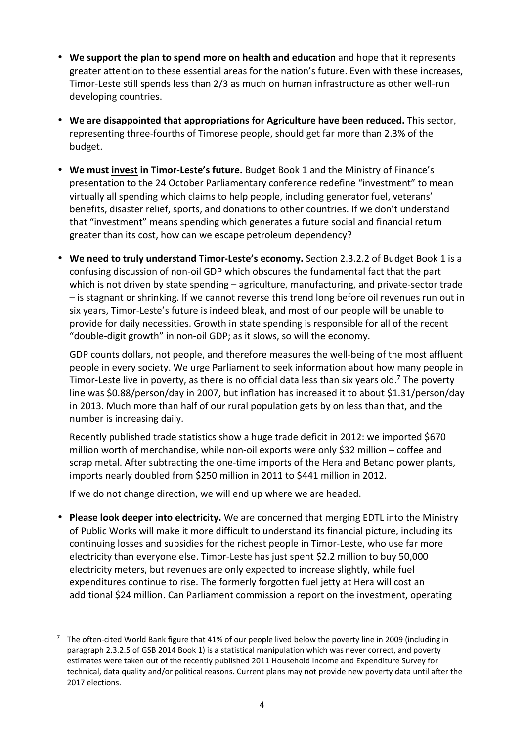- **We support the plan to spend more on health and education** and hope that it represents greater attention to these essential areas for the nation's future. Even with these increases, Timor-Leste still spends less than 2/3 as much on human infrastructure as other well-run developing countries.

- **We are disappointed that appropriations for Agriculture have been reduced.** This sector, representing three-fourths of Timorese people, should get far more than 2.3% of the budget.

- **We must invest in Timor-Leste's future.** Budget Book 1 and the Ministry of Finance's presentation to the 24 October Parliamentary conference redefine "investment" to mean virtually all spending which claims to help people, including generator fuel, veterans' benefits, disaster relief, sports, and donations to other countries. If we don't understand that "investment" means spending which generates a future social and financial return greater than its cost, how can we escape petroleum dependency?

- **We need to truly understand Timor-Leste's economy.** Section 2.3.2.2 of Budget Book 1 is a confusing discussion of non-oil GDP which obscures the fundamental fact that the part which is not driven by state spending – agriculture, manufacturing, and private-sector trade – is stagnant or shrinking. If we cannot reverse this trend long before oil revenues run out in six years, Timor-Leste's future is indeed bleak, and most of our people will be unable to provide for daily necessities. Growth in state spending is responsible for all of the recent "double-digit growth" in non-oil GDP; as it slows, so will the economy.

  GDP counts dollars, not people, and therefore measures the well-being of the most affluent people in every society. We urge Parliament to seek information about how many people in Timor-Leste live in poverty, as there is no official data less than six years old.[7] The poverty line was $0.88/person/day in 2007, but inflation has increased it to about $1.31/person/day in 2013. Much more than half of our rural population gets by on less than that, and the number is increasing daily.

  Recently published trade statistics show a huge trade deficit in 2012: we imported $670 million worth of merchandise, while non-oil exports were only $32 million – coffee and scrap metal. After subtracting the one-time imports of the Hera and Betano power plants, imports nearly doubled from $250 million in 2011 to $441 million in 2012.

  If we do not change direction, we will end up where we are headed.

- **Please look deeper into electricity.** We are concerned that merging EDTL into the Ministry of Public Works will make it more difficult to understand its financial picture, including its continuing losses and subsidies for the richest people in Timor-Leste, who use far more electricity than everyone else. Timor-Leste has just spent $2.2 million to buy 50,000 electricity meters, but revenues are only expected to increase slightly, while fuel expenditures continue to rise. The formerly forgotten fuel jetty at Hera will cost an additional $24 million. Can Parliament commission a report on the investment, operating

[7] The often-cited World Bank figure that 41% of our people lived below the poverty line in 2009 (including in paragraph 2.3.2.5 of GSB 2014 Book 1) is a statistical manipulation which was never correct, and poverty estimates were taken out of the recently published 2011 Household Income and Expenditure Survey for technical, data quality and/or political reasons. Current plans may not provide new poverty data until after the 2017 elections.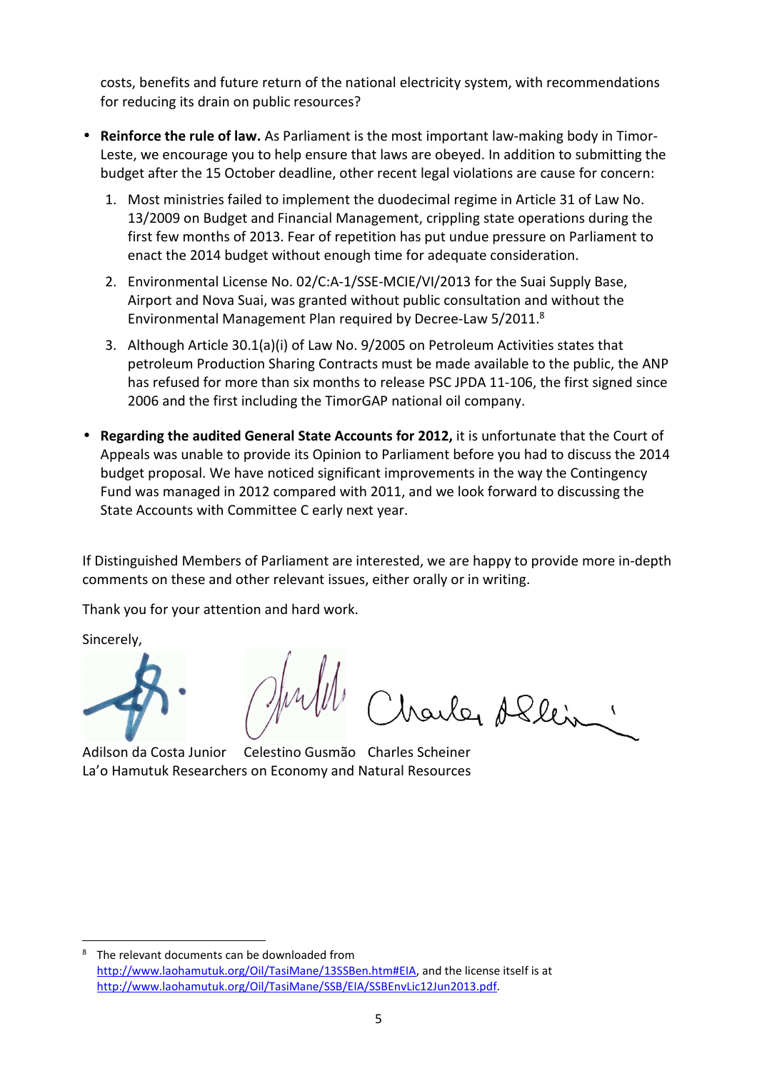costs, benefits and future return of the national electricity system, with recommendations for reducing its drain on public resources?

- **Reinforce the rule of law.** As Parliament is the most important law-making body in Timor-Leste, we encourage you to help ensure that laws are obeyed. In addition to submitting the budget after the 15 October deadline, other recent legal violations are cause for concern:

  1. Most ministries failed to implement the duodecimal regime in Article 31 of Law No. 13/2009 on Budget and Financial Management, crippling state operations during the first few months of 2013. Fear of repetition has put undue pressure on Parliament to enact the 2014 budget without enough time for adequate consideration.
  2. Environmental License No. 02/C:A-1/SSE-MCIE/VI/2013 for the Suai Supply Base, Airport and Nova Suai, was granted without public consultation and without the Environmental Management Plan required by Decree-Law 5/2011.[8]
  3. Although Article 30.1(a)(i) of Law No. 9/2005 on Petroleum Activities states that petroleum Production Sharing Contracts must be made available to the public, the ANP has refused for more than six months to release PSC JPDA 11-106, the first signed since 2006 and the first including the TimorGAP national oil company.

- **Regarding the audited General State Accounts for 2012,** it is unfortunate that the Court of Appeals was unable to provide its Opinion to Parliament before you had to discuss the 2014 budget proposal. We have noticed significant improvements in the way the Contingency Fund was managed in 2012 compared with 2011, and we look forward to discussing the State Accounts with Committee C early next year.

If Distinguished Members of Parliament are interested, we are happy to provide more in-depth comments on these and other relevant issues, either orally or in writing.

Thank you for your attention and hard work.

Sincerely,

Adilson da Costa Junior Celestino Gusmão Charles Scheiner
La'o Hamutuk Researchers on Economy and Natural Resources

---

[8] The relevant documents can be downloaded from http://www.laohamutuk.org/Oil/TasiMane/13SSBen.htm#EIA, and the license itself is at http://www.laohamutuk.org/Oil/TasiMane/SSB/EIA/SSBEnvLic12Jun2013.pdf.